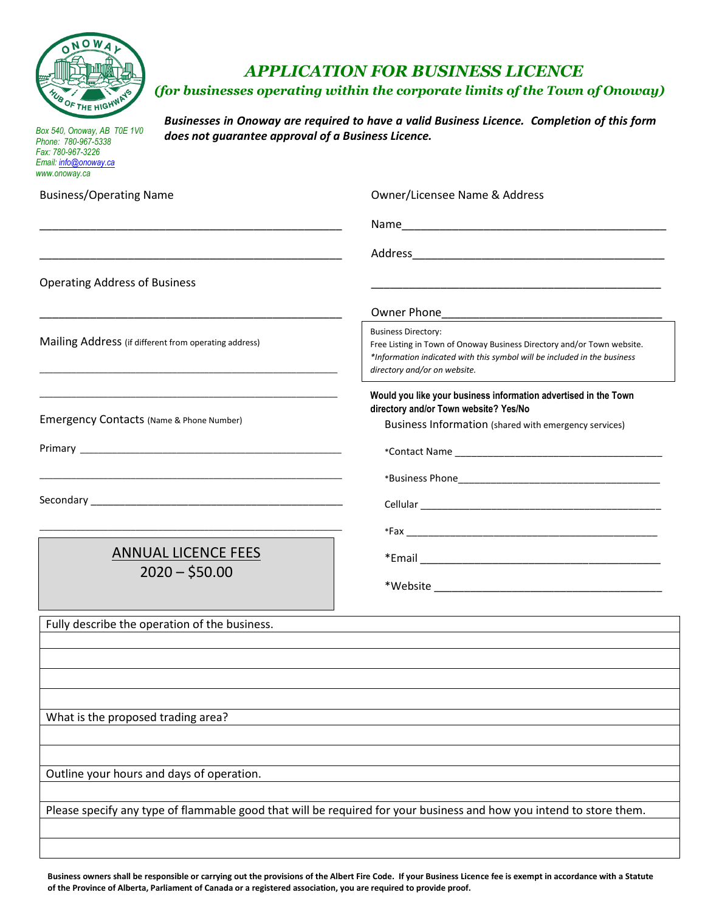# *APPLICATION FOR BUSINESS LICENCE*

## *(for businesses operating within the corporate limits of the Town of Onoway)*

*Box 540, Onoway, AB T0E 1V0*
*Phone: 780-967-5338*
*Fax: 780-967-3226*
*Email: info@onoway.ca*
*www.onoway.ca*

***Businesses in Onoway are required to have a valid Business Licence. Completion of this form does not guarantee approval of a Business Licence.***

Business/Operating Name

_______________________________________________

_______________________________________________

Operating Address of Business

_______________________________________________

Mailing Address (if different from operating address)

_______________________________________________

_______________________________________________

Emergency Contacts (Name & Phone Number)

Primary _______________________________________________

_______________________________________________

Secondary _______________________________________________

_______________________________________________

Owner/Licensee Name & Address

Name_______________________________________________

Address_______________________________________________

_______________________________________________

Owner Phone_______________________________________________

Business Directory:
Free Listing in Town of Onoway Business Directory and/or Town website.
*\*Information indicated with this symbol will be included in the business directory and/or on website.*

**Would you like your business information advertised in the Town directory and/or Town website? Yes/No**

Business Information (shared with emergency services)

\*Contact Name _______________________________________________

\*Business Phone_______________________________________________

Cellular _______________________________________________

\*Fax _______________________________________________

\*Email _______________________________________________

\*Website _______________________________________________

| ANNUAL LICENCE FEES |
|---|
| 2020 – $50.00 |

| Fully describe the operation of the business. |
|---|
| |
| |
| |
| |
| **What is the proposed trading area?** |
| |
| |
| **Outline your hours and days of operation.** |
| |
| **Please specify any type of flammable good that will be required for your business and how you intend to store them.** |
| |
| |

**Business owners shall be responsible or carrying out the provisions of the Albert Fire Code. If your Business Licence fee is exempt in accordance with a Statute of the Province of Alberta, Parliament of Canada or a registered association, you are required to provide proof.**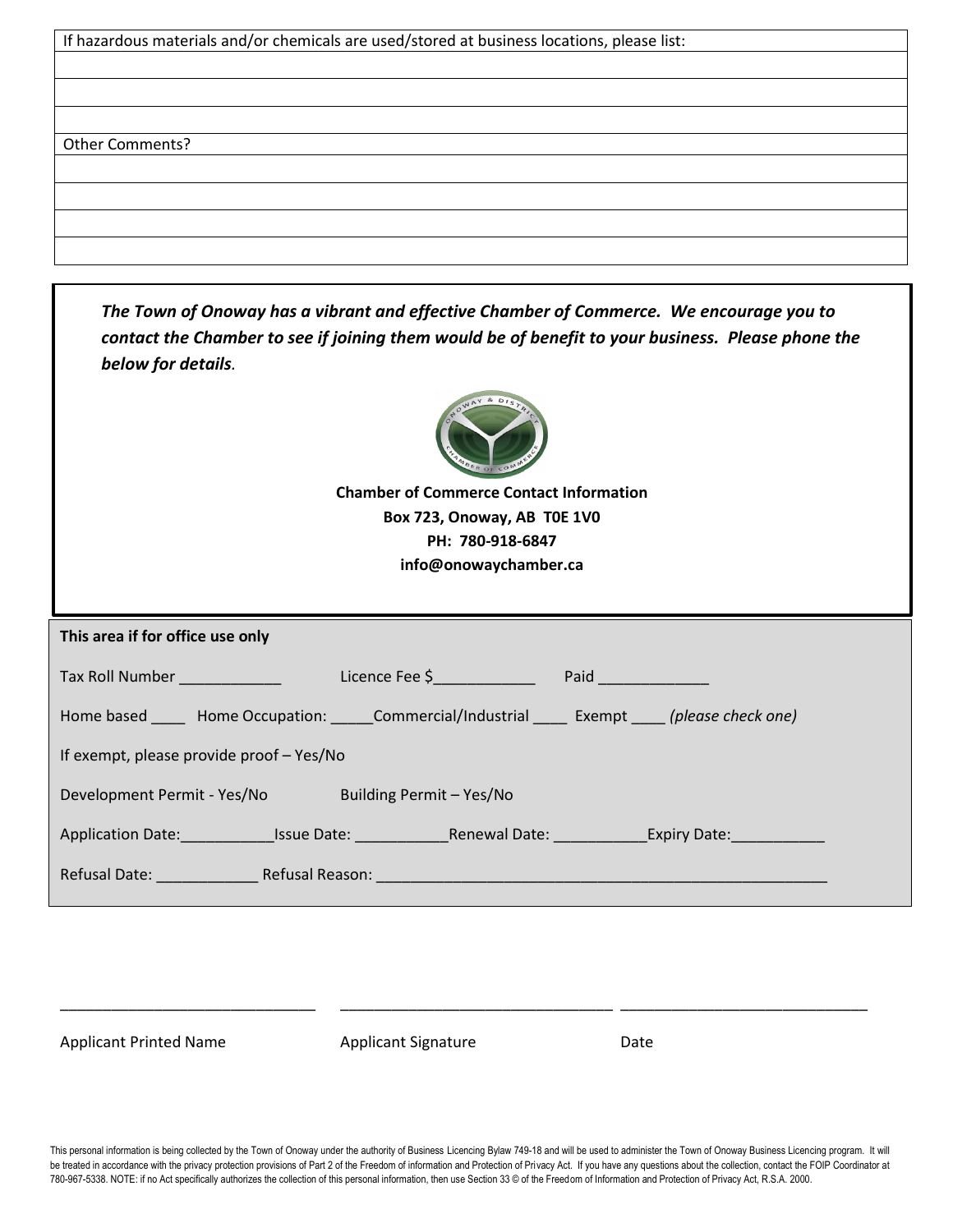| If hazardous materials and/or chemicals are used/stored at business locations, please list: |
| --- |
| |
| |
| |
| Other Comments? |
| |
| |
| |
| |

***The Town of Onoway has a vibrant and effective Chamber of Commerce. We encourage you to contact the Chamber to see if joining them would be of benefit to your business. Please phone the below for details.***

**Chamber of Commerce Contact Information**
**Box 723, Onoway, AB T0E 1V0**
**PH: 780-918-6847**
**info@onowaychamber.ca**

**This area if for office use only**

Tax Roll Number ____________ Licence Fee $____________ Paid _____________

Home based ____ Home Occupation: _____Commercial/Industrial ____ Exempt ____ *(please check one)*

If exempt, please provide proof – Yes/No

Development Permit - Yes/No Building Permit – Yes/No

Application Date:___________Issue Date: ___________Renewal Date: ___________Expiry Date:___________

Refusal Date: ____________ Refusal Reason: ______________________________________________________

_______________________________ _________________________________ ______________________________

Applicant Printed Name Applicant Signature Date

This personal information is being collected by the Town of Onoway under the authority of Business Licencing Bylaw 749-18 and will be used to administer the Town of Onoway Business Licencing program. It will be treated in accordance with the privacy protection provisions of Part 2 of the Freedom of information and Protection of Privacy Act. If you have any questions about the collection, contact the FOIP Coordinator at 780-967-5338. NOTE: if no Act specifically authorizes the collection of this personal information, then use Section 33 © of the Freedom of Information and Protection of Privacy Act, R.S.A. 2000.